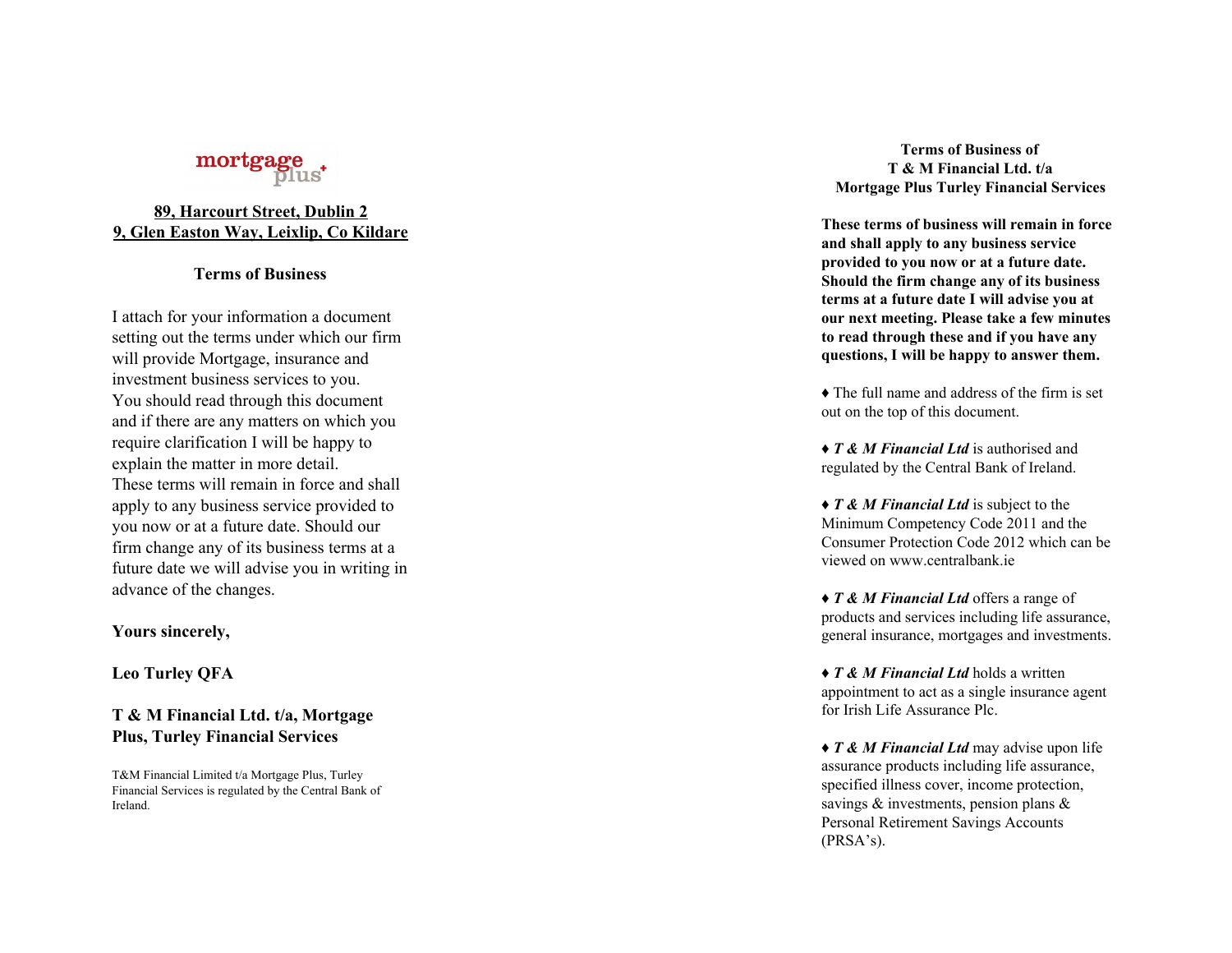mortgage plus+

**89, Harcourt Street, Dublin 2**
**9, Glen Easton Way, Leixlip, Co Kildare**

## Terms of Business

I attach for your information a document setting out the terms under which our firm will provide Mortgage, insurance and investment business services to you. You should read through this document and if there are any matters on which you require clarification I will be happy to explain the matter in more detail. These terms will remain in force and shall apply to any business service provided to you now or at a future date. Should our firm change any of its business terms at a future date we will advise you in writing in advance of the changes.

**Yours sincerely,**

**Leo Turley QFA**

**T & M Financial Ltd. t/a, Mortgage Plus, Turley Financial Services**

T&M Financial Limited t/a Mortgage Plus, Turley Financial Services is regulated by the Central Bank of Ireland.

## Terms of Business of T & M Financial Ltd. t/a Mortgage Plus Turley Financial Services

**These terms of business will remain in force and shall apply to any business service provided to you now or at a future date. Should the firm change any of its business terms at a future date I will advise you at our next meeting. Please take a few minutes to read through these and if you have any questions, I will be happy to answer them.**

♦ The full name and address of the firm is set out on the top of this document.

♦ ***T & M Financial Ltd*** is authorised and regulated by the Central Bank of Ireland.

♦ ***T & M Financial Ltd*** is subject to the Minimum Competency Code 2011 and the Consumer Protection Code 2012 which can be viewed on www.centralbank.ie

♦ ***T & M Financial Ltd*** offers a range of products and services including life assurance, general insurance, mortgages and investments.

♦ ***T & M Financial Ltd*** holds a written appointment to act as a single insurance agent for Irish Life Assurance Plc.

♦ ***T & M Financial Ltd*** may advise upon life assurance products including life assurance, specified illness cover, income protection, savings & investments, pension plans & Personal Retirement Savings Accounts (PRSA's).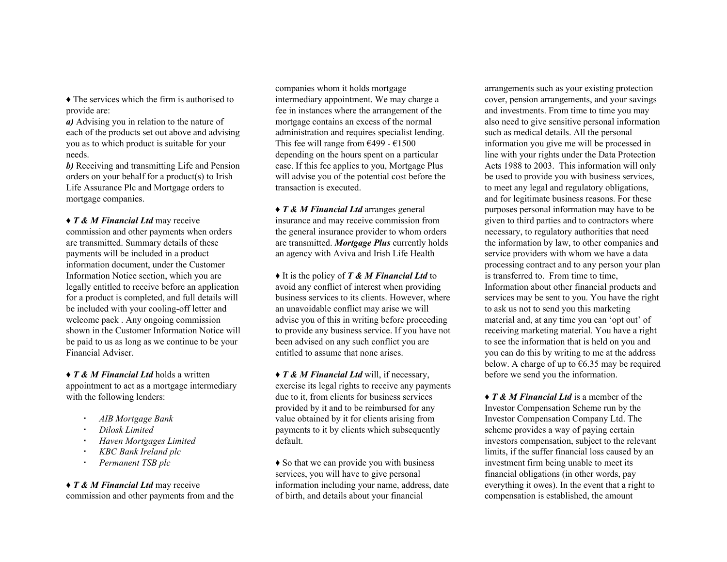♦ The services which the firm is authorised to provide are:
***a)*** Advising you in relation to the nature of each of the products set out above and advising you as to which product is suitable for your needs.
***b)*** Receiving and transmitting Life and Pension orders on your behalf for a product(s) to Irish Life Assurance Plc and Mortgage orders to mortgage companies.

♦ ***T & M Financial Ltd*** may receive commission and other payments when orders are transmitted. Summary details of these payments will be included in a product information document, under the Customer Information Notice section, which you are legally entitled to receive before an application for a product is completed, and full details will be included with your cooling-off letter and welcome pack . Any ongoing commission shown in the Customer Information Notice will be paid to us as long as we continue to be your Financial Adviser.

♦ ***T & M Financial Ltd*** holds a written appointment to act as a mortgage intermediary with the following lenders:

- *AIB Mortgage Bank*
- *Dilosk Limited*
- *Haven Mortgages Limited*
- *KBC Bank Ireland plc*
- *Permanent TSB plc*

♦ ***T & M Financial Ltd*** may receive commission and other payments from and the companies whom it holds mortgage intermediary appointment. We may charge a fee in instances where the arrangement of the mortgage contains an excess of the normal administration and requires specialist lending. This fee will range from €499 - €1500 depending on the hours spent on a particular case. If this fee applies to you, Mortgage Plus will advise you of the potential cost before the transaction is executed.

♦ ***T & M Financial Ltd*** arranges general insurance and may receive commission from the general insurance provider to whom orders are transmitted. ***Mortgage Plus*** currently holds an agency with Aviva and Irish Life Health

♦ It is the policy of ***T & M Financial Ltd*** to avoid any conflict of interest when providing business services to its clients. However, where an unavoidable conflict may arise we will advise you of this in writing before proceeding to provide any business service. If you have not been advised on any such conflict you are entitled to assume that none arises.

♦ ***T & M Financial Ltd*** will, if necessary, exercise its legal rights to receive any payments due to it, from clients for business services provided by it and to be reimbursed for any value obtained by it for clients arising from payments to it by clients which subsequently default.

♦ So that we can provide you with business services, you will have to give personal information including your name, address, date of birth, and details about your financial arrangements such as your existing protection cover, pension arrangements, and your savings and investments. From time to time you may also need to give sensitive personal information such as medical details. All the personal information you give me will be processed in line with your rights under the Data Protection Acts 1988 to 2003. This information will only be used to provide you with business services, to meet any legal and regulatory obligations, and for legitimate business reasons. For these purposes personal information may have to be given to third parties and to contractors where necessary, to regulatory authorities that need the information by law, to other companies and service providers with whom we have a data processing contract and to any person your plan is transferred to. From time to time, Information about other financial products and services may be sent to you. You have the right to ask us not to send you this marketing material and, at any time you can 'opt out' of receiving marketing material. You have a right to see the information that is held on you and you can do this by writing to me at the address below. A charge of up to €6.35 may be required before we send you the information.

♦ ***T & M Financial Ltd*** is a member of the Investor Compensation Scheme run by the Investor Compensation Company Ltd. The scheme provides a way of paying certain investors compensation, subject to the relevant limits, if the suffer financial loss caused by an investment firm being unable to meet its financial obligations (in other words, pay everything it owes). In the event that a right to compensation is established, the amount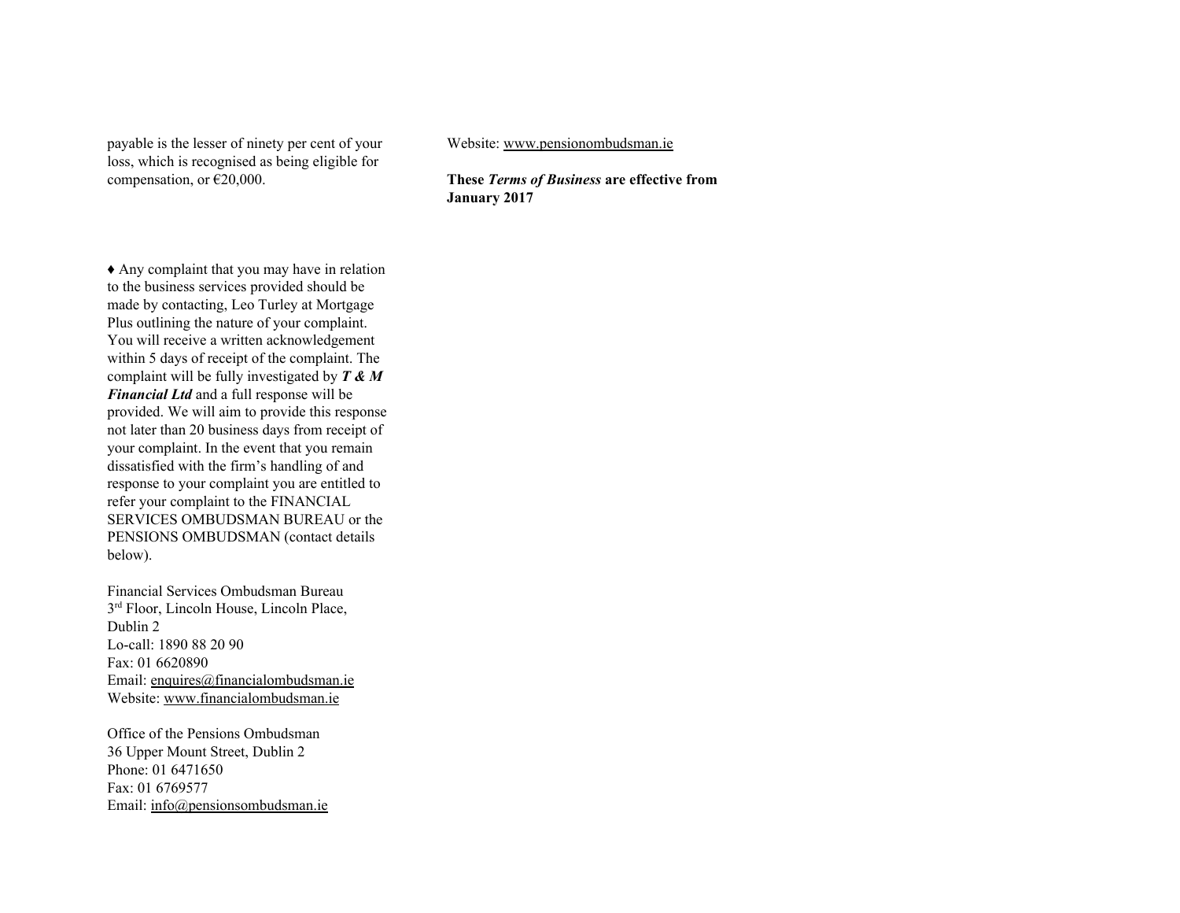payable is the lesser of ninety per cent of your loss, which is recognised as being eligible for compensation, or €20,000.

♦ Any complaint that you may have in relation to the business services provided should be made by contacting, Leo Turley at Mortgage Plus outlining the nature of your complaint. You will receive a written acknowledgement within 5 days of receipt of the complaint. The complaint will be fully investigated by ***T & M Financial Ltd*** and a full response will be provided. We will aim to provide this response not later than 20 business days from receipt of your complaint. In the event that you remain dissatisfied with the firm's handling of and response to your complaint you are entitled to refer your complaint to the FINANCIAL SERVICES OMBUDSMAN BUREAU or the PENSIONS OMBUDSMAN (contact details below).

Financial Services Ombudsman Bureau
3rd Floor, Lincoln House, Lincoln Place, Dublin 2
Lo-call: 1890 88 20 90
Fax: 01 6620890
Email: enquires@financialombudsman.ie
Website: www.financialombudsman.ie

Office of the Pensions Ombudsman
36 Upper Mount Street, Dublin 2
Phone: 01 6471650
Fax: 01 6769577
Email: info@pensionsombudsman.ie
Website: www.pensionombudsman.ie

**These *Terms of Business* are effective from January 2017**